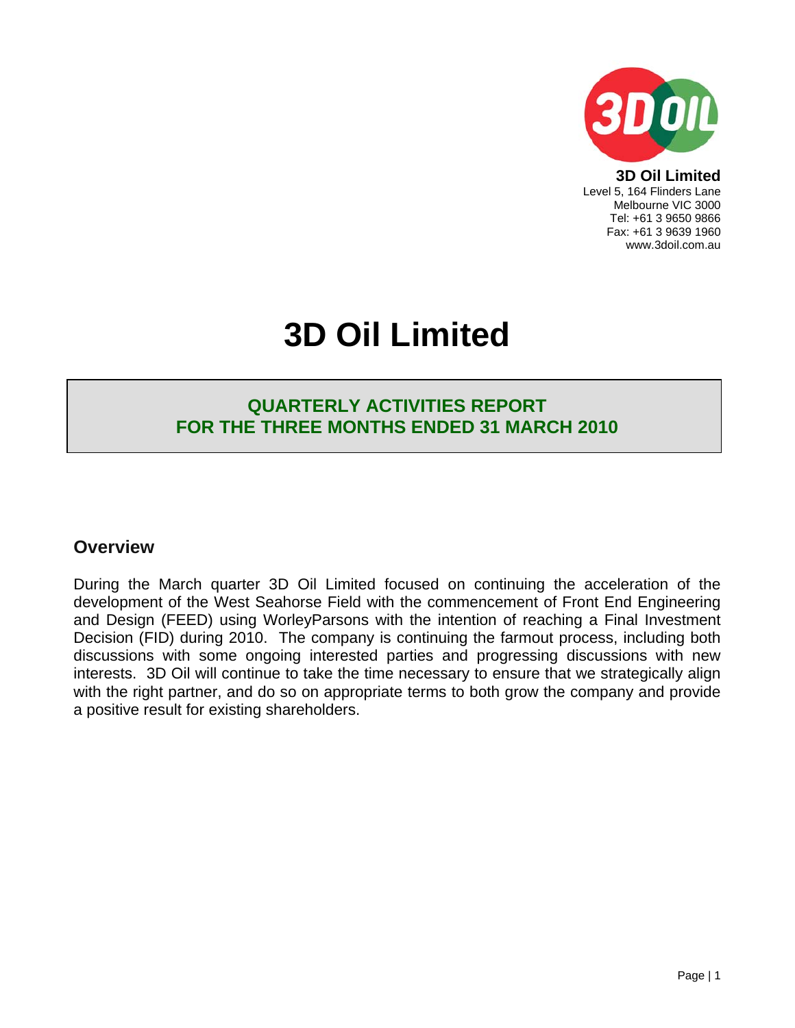**3D Oil Limited**
Level 5, 164 Flinders Lane
Melbourne VIC 3000
Tel: +61 3 9650 9866
Fax: +61 3 9639 1960
www.3doil.com.au

# 3D Oil Limited

## QUARTERLY ACTIVITIES REPORT FOR THE THREE MONTHS ENDED 31 MARCH 2010

## Overview

During the March quarter 3D Oil Limited focused on continuing the acceleration of the development of the West Seahorse Field with the commencement of Front End Engineering and Design (FEED) using WorleyParsons with the intention of reaching a Final Investment Decision (FID) during 2010. The company is continuing the farmout process, including both discussions with some ongoing interested parties and progressing discussions with new interests. 3D Oil will continue to take the time necessary to ensure that we strategically align with the right partner, and do so on appropriate terms to both grow the company and provide a positive result for existing shareholders.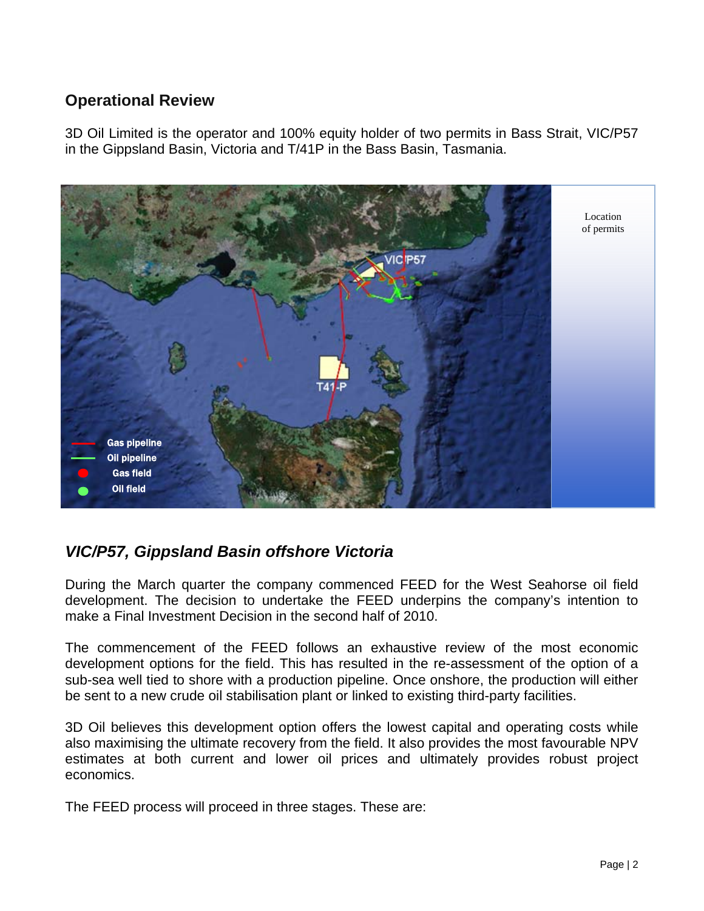## Operational Review

3D Oil Limited is the operator and 100% equity holder of two permits in Bass Strait, VIC/P57 in the Gippsland Basin, Victoria and T/41P in the Bass Basin, Tasmania.

Location of permits

### *VIC/P57, Gippsland Basin offshore Victoria*

During the March quarter the company commenced FEED for the West Seahorse oil field development. The decision to undertake the FEED underpins the company's intention to make a Final Investment Decision in the second half of 2010.

The commencement of the FEED follows an exhaustive review of the most economic development options for the field. This has resulted in the re-assessment of the option of a sub-sea well tied to shore with a production pipeline. Once onshore, the production will either be sent to a new crude oil stabilisation plant or linked to existing third-party facilities.

3D Oil believes this development option offers the lowest capital and operating costs while also maximising the ultimate recovery from the field. It also provides the most favourable NPV estimates at both current and lower oil prices and ultimately provides robust project economics.

The FEED process will proceed in three stages. These are: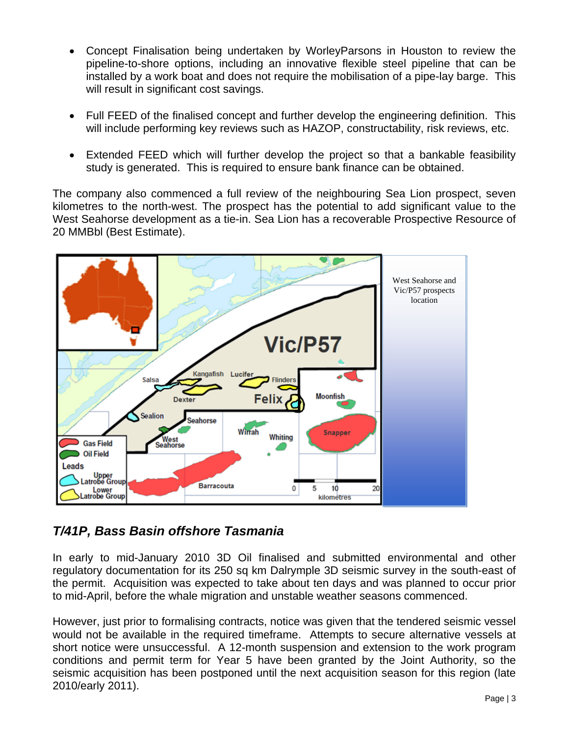- Concept Finalisation being undertaken by WorleyParsons in Houston to review the pipeline-to-shore options, including an innovative flexible steel pipeline that can be installed by a work boat and does not require the mobilisation of a pipe-lay barge. This will result in significant cost savings.

- Full FEED of the finalised concept and further develop the engineering definition. This will include performing key reviews such as HAZOP, constructability, risk reviews, etc.

- Extended FEED which will further develop the project so that a bankable feasibility study is generated. This is required to ensure bank finance can be obtained.

The company also commenced a full review of the neighbouring Sea Lion prospect, seven kilometres to the north-west. The prospect has the potential to add significant value to the West Seahorse development as a tie-in. Sea Lion has a recoverable Prospective Resource of 20 MMBbl (Best Estimate).

West Seahorse and Vic/P57 prospects location

## *T/41P, Bass Basin offshore Tasmania*

In early to mid-January 2010 3D Oil finalised and submitted environmental and other regulatory documentation for its 250 sq km Dalrymple 3D seismic survey in the south-east of the permit. Acquisition was expected to take about ten days and was planned to occur prior to mid-April, before the whale migration and unstable weather seasons commenced.

However, just prior to formalising contracts, notice was given that the tendered seismic vessel would not be available in the required timeframe. Attempts to secure alternative vessels at short notice were unsuccessful. A 12-month suspension and extension to the work program conditions and permit term for Year 5 have been granted by the Joint Authority, so the seismic acquisition has been postponed until the next acquisition season for this region (late 2010/early 2011).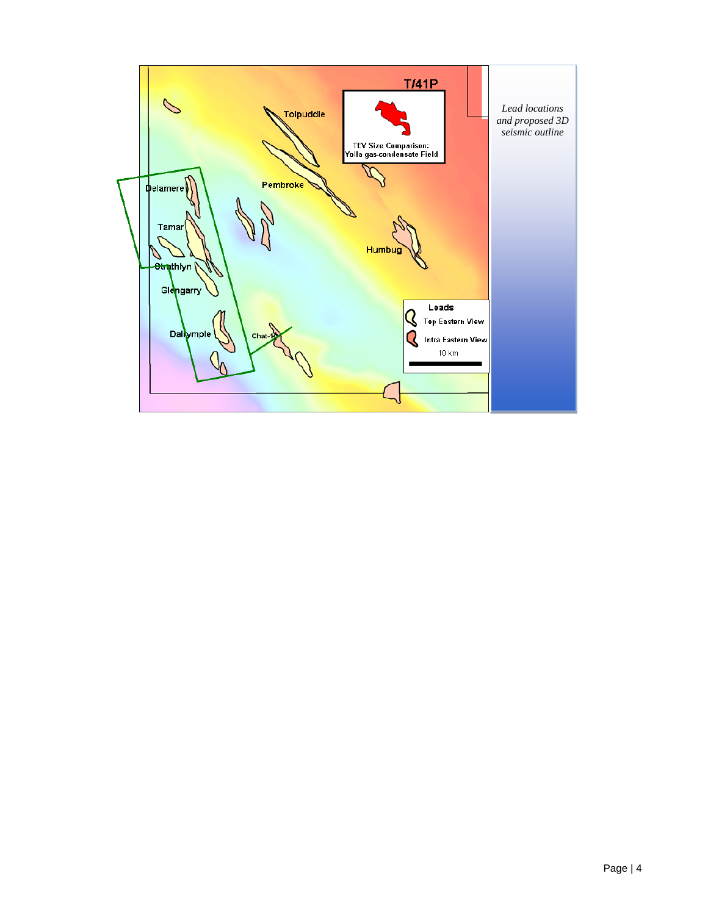*Lead locations and proposed 3D seismic outline*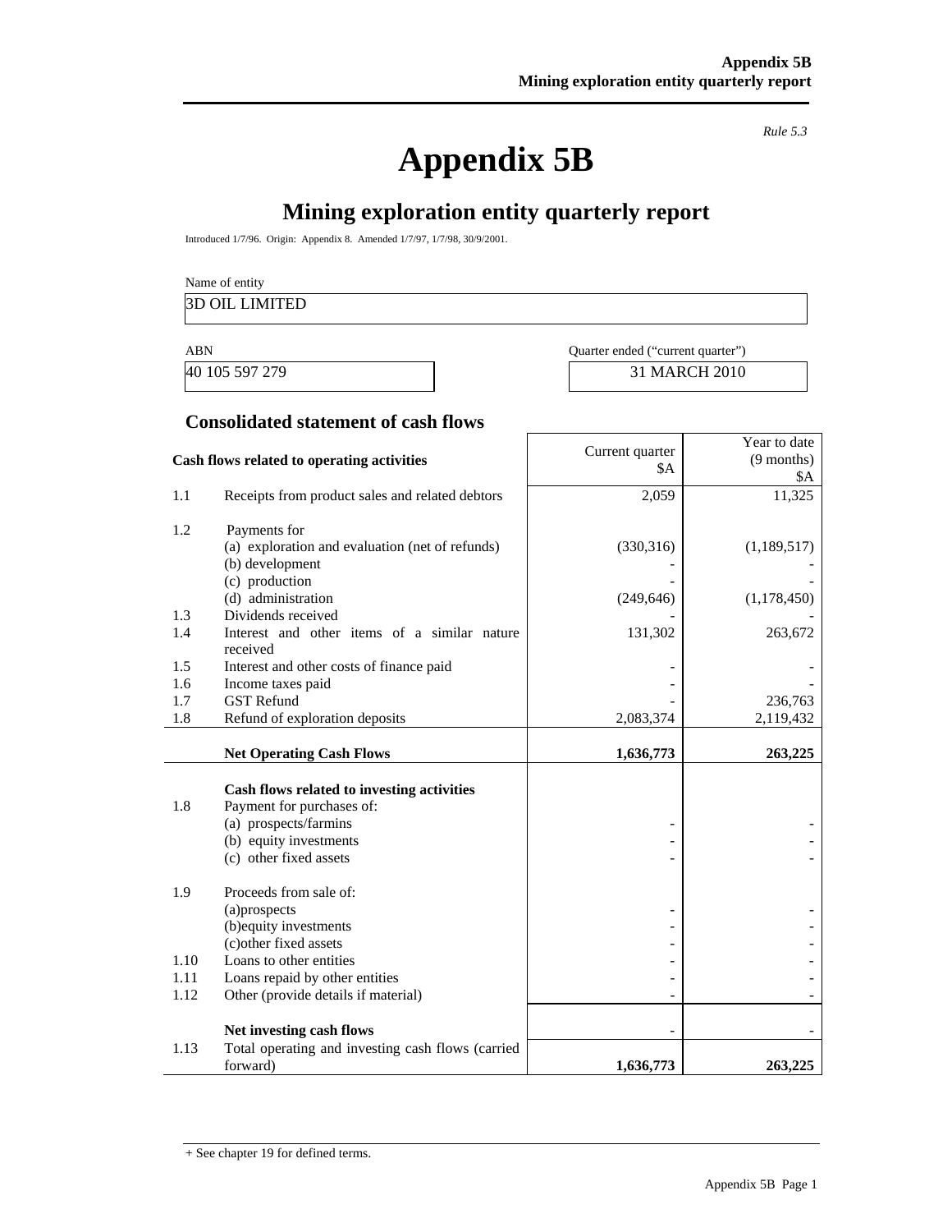**Appendix 5B**
**Mining exploration entity quarterly report**

*Rule 5.3*

# Appendix 5B

## Mining exploration entity quarterly report

Introduced 1/7/96. Origin: Appendix 8. Amended 1/7/97, 1/7/98, 30/9/2001.

Name of entity

| 3D OIL LIMITED |
|---|

| ABN | Quarter ended ("current quarter") |
|---|---|
| 40 105 597 279 | 31 MARCH 2010 |

### Consolidated statement of cash flows

| | Cash flows related to operating activities | Current quarter $A | Year to date (9 months) $A |
|---|---|---|---|
| 1.1 | Receipts from product sales and related debtors | 2,059 | 11,325 |
| 1.2 | Payments for | | |
| | (a) exploration and evaluation (net of refunds) | (330,316) | (1,189,517) |
| | (b) development | - | - |
| | (c) production | - | - |
| | (d) administration | (249,646) | (1,178,450) |
| 1.3 | Dividends received | - | - |
| 1.4 | Interest and other items of a similar nature received | 131,302 | 263,672 |
| 1.5 | Interest and other costs of finance paid | - | - |
| 1.6 | Income taxes paid | - | - |
| 1.7 | GST Refund | - | 236,763 |
| 1.8 | Refund of exploration deposits | 2,083,374 | 2,119,432 |
| | **Net Operating Cash Flows** | **1,636,773** | **263,225** |
| | **Cash flows related to investing activities** | | |
| 1.8 | Payment for purchases of: | | |
| | (a) prospects/farmins | - | - |
| | (b) equity investments | - | - |
| | (c) other fixed assets | - | - |
| 1.9 | Proceeds from sale of: | | |
| | (a)prospects | - | - |
| | (b)equity investments | - | - |
| | (c)other fixed assets | - | - |
| 1.10 | Loans to other entities | - | - |
| 1.11 | Loans repaid by other entities | - | - |
| 1.12 | Other (provide details if material) | - | - |
| | **Net investing cash flows** | - | - |
| 1.13 | Total operating and investing cash flows (carried forward) | **1,636,773** | **263,225** |

+ See chapter 19 for defined terms.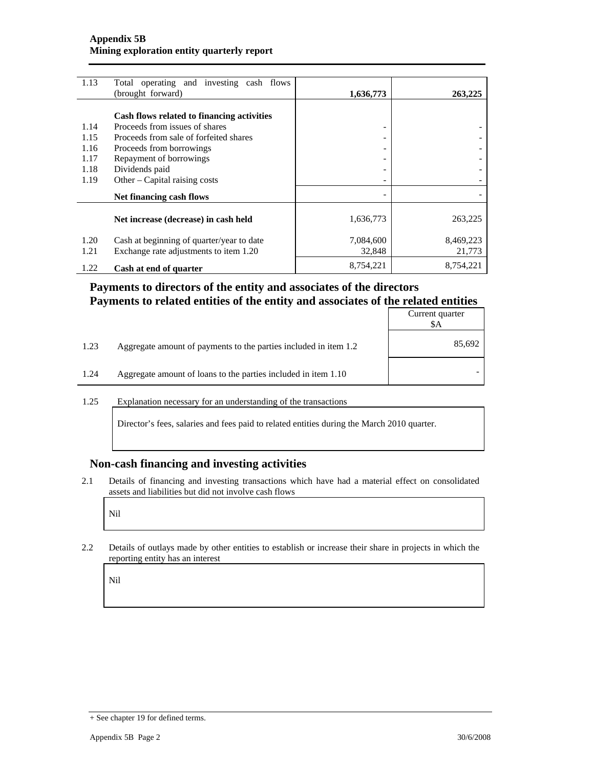| | | | |
|---|---|---|---|
| 1.13 | Total operating and investing cash flows (brought forward) | **1,636,773** | **263,225** |
| | **Cash flows related to financing activities** | | |
| 1.14 | Proceeds from issues of shares | - | - |
| 1.15 | Proceeds from sale of forfeited shares | - | - |
| 1.16 | Proceeds from borrowings | - | - |
| 1.17 | Repayment of borrowings | - | - |
| 1.18 | Dividends paid | - | - |
| 1.19 | Other – Capital raising costs | - | - |
| | **Net financing cash flows** | - | - |
| | **Net increase (decrease) in cash held** | 1,636,773 | 263,225 |
| 1.20 | Cash at beginning of quarter/year to date | 7,084,600 | 8,469,223 |
| 1.21 | Exchange rate adjustments to item 1.20 | 32,848 | 21,773 |
| 1.22 | **Cash at end of quarter** | 8,754,221 | 8,754,221 |

## Payments to directors of the entity and associates of the directors
## Payments to related entities of the entity and associates of the related entities

| | | Current quarter $A |
|---|---|---|
| 1.23 | Aggregate amount of payments to the parties included in item 1.2 | 85,692 |
| 1.24 | Aggregate amount of loans to the parties included in item 1.10 | - |

1.25 Explanation necessary for an understanding of the transactions

Director's fees, salaries and fees paid to related entities during the March 2010 quarter.

## Non-cash financing and investing activities

2.1 Details of financing and investing transactions which have had a material effect on consolidated assets and liabilities but did not involve cash flows

Nil

2.2 Details of outlays made by other entities to establish or increase their share in projects in which the reporting entity has an interest

Nil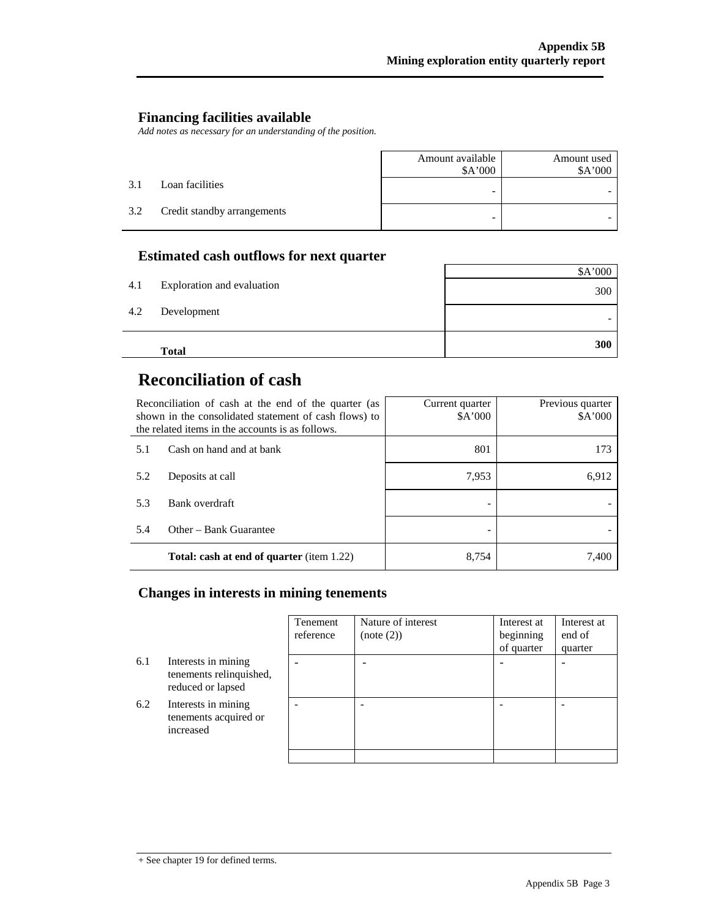## Financing facilities available

*Add notes as necessary for an understanding of the position.*

| | | Amount available $A'000 | Amount used $A'000 |
|---|---|---|---|
| 3.1 | Loan facilities | - | - |
| 3.2 | Credit standby arrangements | - | - |

## Estimated cash outflows for next quarter

| | | $A'000 |
|---|---|---|
| 4.1 | Exploration and evaluation | 300 |
| 4.2 | Development | - |
| | **Total** | **300** |

# Reconciliation of cash

| Reconciliation of cash at the end of the quarter (as shown in the consolidated statement of cash flows) to the related items in the accounts is as follows. | | Current quarter $A'000 | Previous quarter $A'000 |
|---|---|---|---|
| 5.1 | Cash on hand and at bank | 801 | 173 |
| 5.2 | Deposits at call | 7,953 | 6,912 |
| 5.3 | Bank overdraft | - | - |
| 5.4 | Other – Bank Guarantee | - | - |
| | **Total: cash at end of quarter** (item 1.22) | 8,754 | 7,400 |

## Changes in interests in mining tenements

| | | Tenement reference | Nature of interest (note (2)) | Interest at beginning of quarter | Interest at end of quarter |
|---|---|---|---|---|---|
| 6.1 | Interests in mining tenements relinquished, reduced or lapsed | - | - | - | - |
| 6.2 | Interests in mining tenements acquired or increased | - | - | - | - |

+ See chapter 19 for defined terms.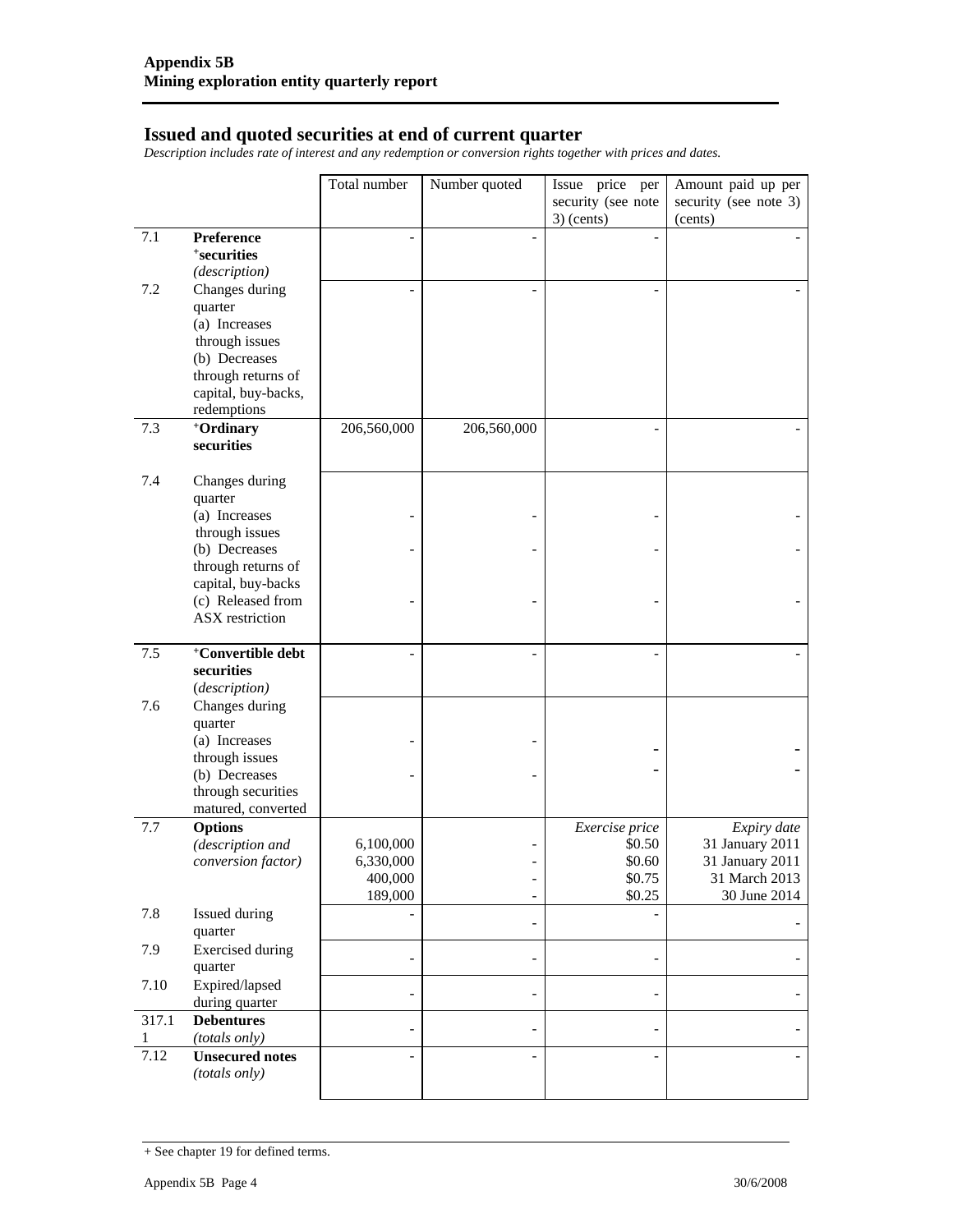## Issued and quoted securities at end of current quarter

*Description includes rate of interest and any redemption or conversion rights together with prices and dates.*

| | | Total number | Number quoted | Issue price per security (see note 3) (cents) | Amount paid up per security (see note 3) (cents) |
|---|---|---|---|---|---|
| 7.1 | **Preference +securities** *(description)* | - | - | - | - |
| 7.2 | Changes during quarter (a) Increases through issues (b) Decreases through returns of capital, buy-backs, redemptions | - | - | - | - |
| 7.3 | **+Ordinary securities** | 206,560,000 | 206,560,000 | - | - |
| 7.4 | Changes during quarter (a) Increases through issues | - | - | - | - |
| | (b) Decreases through returns of capital, buy-backs | - | - | - | - |
| | (c) Released from ASX restriction | - | - | - | - |
| 7.5 | **+Convertible debt securities** *(description)* | - | - | - | - |
| 7.6 | Changes during quarter (a) Increases through issues | - | - | - | - |
| | (b) Decreases through securities matured, converted | - | - | - | - |
| 7.7 | **Options** *(description and conversion factor)* | | | *Exercise price* | *Expiry date* |
| | | 6,100,000 | - | $0.50 | 31 January 2011 |
| | | 6,330,000 | - | $0.60 | 31 January 2011 |
| | | 400,000 | - | $0.75 | 31 March 2013 |
| | | 189,000 | - | $0.25 | 30 June 2014 |
| 7.8 | Issued during quarter | - | - | - | - |
| 7.9 | Exercised during quarter | - | - | - | - |
| 7.10 | Expired/lapsed during quarter | - | - | - | - |
| 317.11 | **Debentures** *(totals only)* | - | - | - | - |
| 7.12 | **Unsecured notes** *(totals only)* | - | - | - | - |

+ See chapter 19 for defined terms.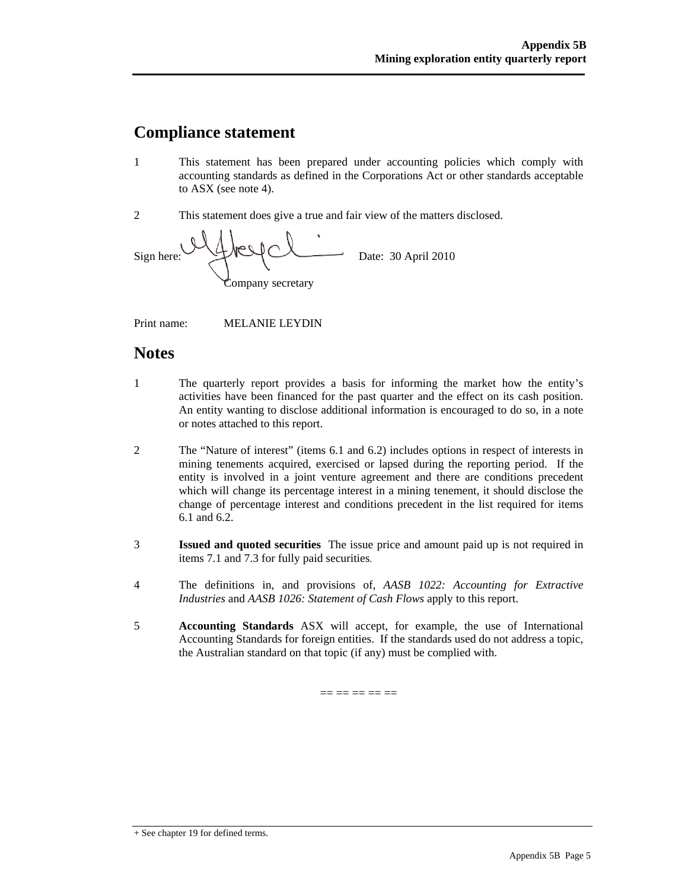## Compliance statement

1 This statement has been prepared under accounting policies which comply with accounting standards as defined in the Corporations Act or other standards acceptable to ASX (see note 4).

2 This statement does give a true and fair view of the matters disclosed.

Sign here: ............................................................ Date: 30 April 2010
Company secretary

Print name: MELANIE LEYDIN

## Notes

1 The quarterly report provides a basis for informing the market how the entity's activities have been financed for the past quarter and the effect on its cash position. An entity wanting to disclose additional information is encouraged to do so, in a note or notes attached to this report.

2 The "Nature of interest" (items 6.1 and 6.2) includes options in respect of interests in mining tenements acquired, exercised or lapsed during the reporting period. If the entity is involved in a joint venture agreement and there are conditions precedent which will change its percentage interest in a mining tenement, it should disclose the change of percentage interest and conditions precedent in the list required for items 6.1 and 6.2.

3 **Issued and quoted securities** The issue price and amount paid up is not required in items 7.1 and 7.3 for fully paid securities.

4 The definitions in, and provisions of, *AASB 1022: Accounting for Extractive Industries* and *AASB 1026: Statement of Cash Flows* apply to this report.

5 **Accounting Standards** ASX will accept, for example, the use of International Accounting Standards for foreign entities. If the standards used do not address a topic, the Australian standard on that topic (if any) must be complied with.

== == == == ==

+ See chapter 19 for defined terms.